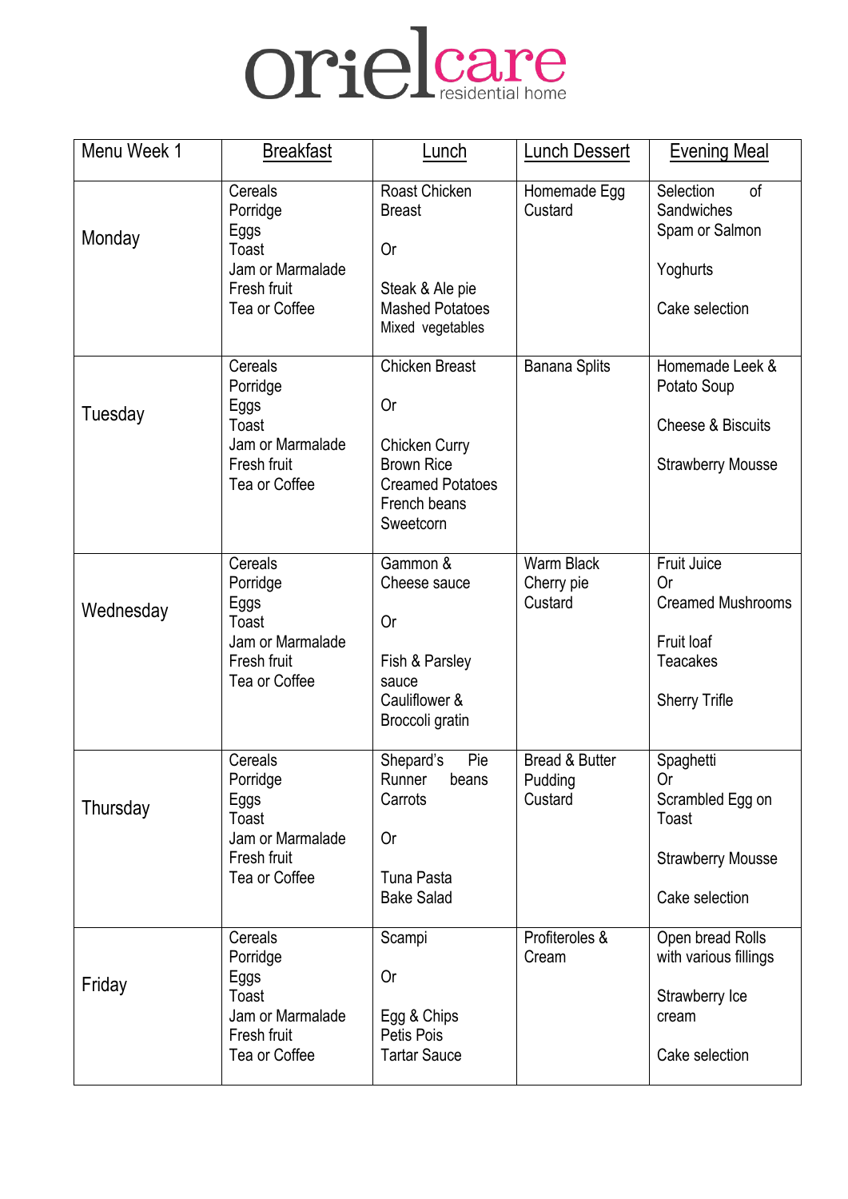# orielcare

residential home

| Menu Week 1 | Breakfast | Lunch | Lunch Dessert | Evening Meal |
|---|---|---|---|---|
| Monday | Cereals<br>Porridge<br>Eggs<br>Toast<br>Jam or Marmalade<br>Fresh fruit<br>Tea or Coffee | Roast Chicken Breast<br><br>Or<br><br>Steak & Ale pie<br>Mashed Potatoes<br>Mixed vegetables | Homemade Egg Custard | Selection of Sandwiches<br>Spam or Salmon<br><br>Yoghurts<br><br>Cake selection |
| Tuesday | Cereals<br>Porridge<br>Eggs<br>Toast<br>Jam or Marmalade<br>Fresh fruit<br>Tea or Coffee | Chicken Breast<br><br>Or<br><br>Chicken Curry<br>Brown Rice<br>Creamed Potatoes<br>French beans<br>Sweetcorn | Banana Splits | Homemade Leek & Potato Soup<br><br>Cheese & Biscuits<br><br>Strawberry Mousse |
| Wednesday | Cereals<br>Porridge<br>Eggs<br>Toast<br>Jam or Marmalade<br>Fresh fruit<br>Tea or Coffee | Gammon & Cheese sauce<br><br>Or<br><br>Fish & Parsley sauce<br>Cauliflower & Broccoli gratin | Warm Black Cherry pie<br>Custard | Fruit Juice<br>Or<br>Creamed Mushrooms<br><br>Fruit loaf<br>Teacakes<br><br>Sherry Trifle |
| Thursday | Cereals<br>Porridge<br>Eggs<br>Toast<br>Jam or Marmalade<br>Fresh fruit<br>Tea or Coffee | Shepard's Pie<br>Runner beans<br>Carrots<br><br>Or<br><br>Tuna Pasta Bake Salad | Bread & Butter Pudding<br>Custard | Spaghetti<br>Or<br>Scrambled Egg on Toast<br><br>Strawberry Mousse<br><br>Cake selection |
| Friday | Cereals<br>Porridge<br>Eggs<br>Toast<br>Jam or Marmalade<br>Fresh fruit<br>Tea or Coffee | Scampi<br><br>Or<br><br>Egg & Chips<br>Petis Pois<br>Tartar Sauce | Profiteroles & Cream | Open bread Rolls with various fillings<br><br>Strawberry Ice cream<br><br>Cake selection |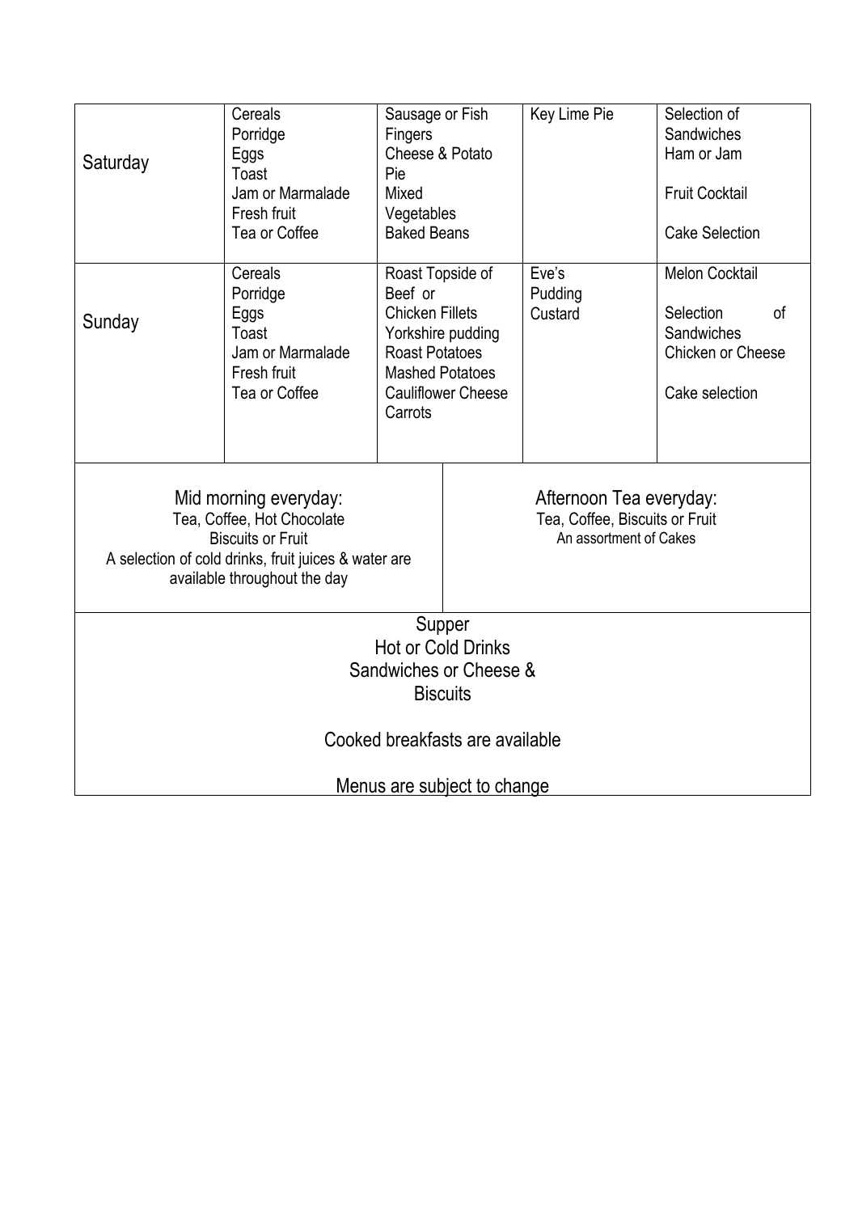| | | | | |
|---|---|---|---|---|
| Saturday | Cereals<br>Porridge<br>Eggs<br>Toast<br>Jam or Marmalade<br>Fresh fruit<br>Tea or Coffee | Sausage or Fish Fingers<br>Cheese & Potato Pie<br>Mixed Vegetables<br>Baked Beans | Key Lime Pie | Selection of Sandwiches<br>Ham or Jam<br><br>Fruit Cocktail<br><br>Cake Selection |
| Sunday | Cereals<br>Porridge<br>Eggs<br>Toast<br>Jam or Marmalade<br>Fresh fruit<br>Tea or Coffee | Roast Topside of Beef or<br>Chicken Fillets<br>Yorkshire pudding<br>Roast Potatoes<br>Mashed Potatoes<br>Cauliflower Cheese<br>Carrots | Eve's Pudding<br>Custard | Melon Cocktail<br><br>Selection of Sandwiches<br>Chicken or Cheese<br><br>Cake selection |

| | |
|---|---|
| Mid morning everyday:<br>Tea, Coffee, Hot Chocolate<br>Biscuits or Fruit<br>A selection of cold drinks, fruit juices & water are available throughout the day | Afternoon Tea everyday:<br>Tea, Coffee, Biscuits or Fruit<br>An assortment of Cakes |

Supper
Hot or Cold Drinks
Sandwiches or Cheese & Biscuits

Cooked breakfasts are available

Menus are subject to change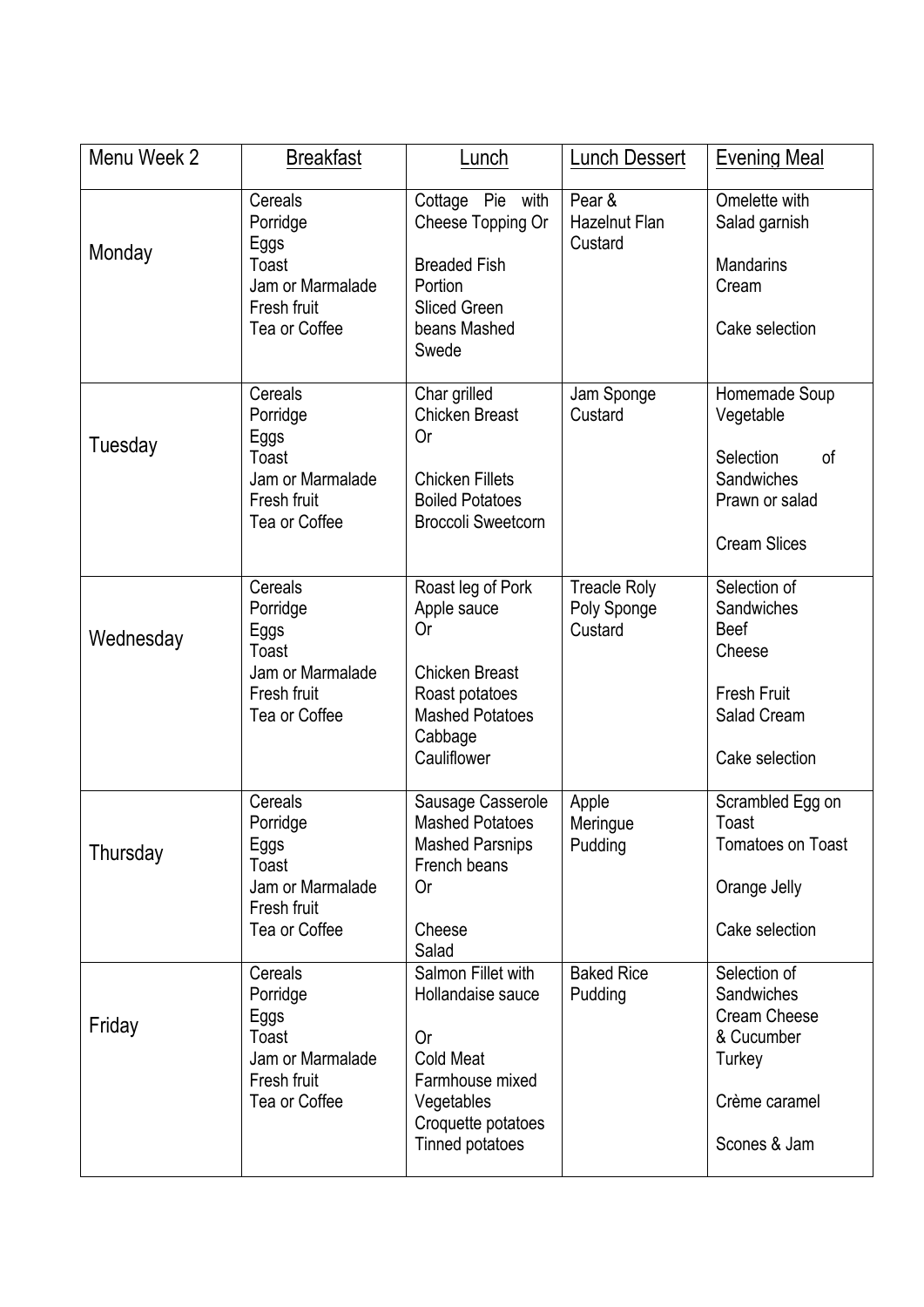| Menu Week 2 | Breakfast | Lunch | Lunch Dessert | Evening Meal |
|---|---|---|---|---|
| Monday | Cereals<br>Porridge<br>Eggs<br>Toast<br>Jam or Marmalade<br>Fresh fruit<br>Tea or Coffee | Cottage Pie with Cheese Topping Or<br><br>Breaded Fish Portion<br>Sliced Green beans Mashed Swede | Pear & Hazelnut Flan<br>Custard | Omelette with Salad garnish<br><br>Mandarins<br>Cream<br><br>Cake selection |
| Tuesday | Cereals<br>Porridge<br>Eggs<br>Toast<br>Jam or Marmalade<br>Fresh fruit<br>Tea or Coffee | Char grilled Chicken Breast<br>Or<br><br>Chicken Fillets<br>Boiled Potatoes<br>Broccoli Sweetcorn | Jam Sponge<br>Custard | Homemade Soup<br>Vegetable<br><br>Selection of Sandwiches<br>Prawn or salad<br><br>Cream Slices |
| Wednesday | Cereals<br>Porridge<br>Eggs<br>Toast<br>Jam or Marmalade<br>Fresh fruit<br>Tea or Coffee | Roast leg of Pork<br>Apple sauce<br>Or<br><br>Chicken Breast<br>Roast potatoes<br>Mashed Potatoes<br>Cabbage<br>Cauliflower | Treacle Roly Poly Sponge<br>Custard | Selection of Sandwiches<br>Beef<br>Cheese<br><br>Fresh Fruit<br>Salad Cream<br><br>Cake selection |
| Thursday | Cereals<br>Porridge<br>Eggs<br>Toast<br>Jam or Marmalade<br>Fresh fruit<br>Tea or Coffee | Sausage Casserole<br>Mashed Potatoes<br>Mashed Parsnips<br>French beans<br>Or<br><br>Cheese<br>Salad | Apple Meringue Pudding | Scrambled Egg on Toast<br>Tomatoes on Toast<br><br>Orange Jelly<br><br>Cake selection |
| Friday | Cereals<br>Porridge<br>Eggs<br>Toast<br>Jam or Marmalade<br>Fresh fruit<br>Tea or Coffee | Salmon Fillet with Hollandaise sauce<br><br>Or<br>Cold Meat<br>Farmhouse mixed Vegetables<br>Croquette potatoes<br>Tinned potatoes | Baked Rice Pudding | Selection of Sandwiches<br>Cream Cheese & Cucumber<br>Turkey<br><br>Crème caramel<br><br>Scones & Jam |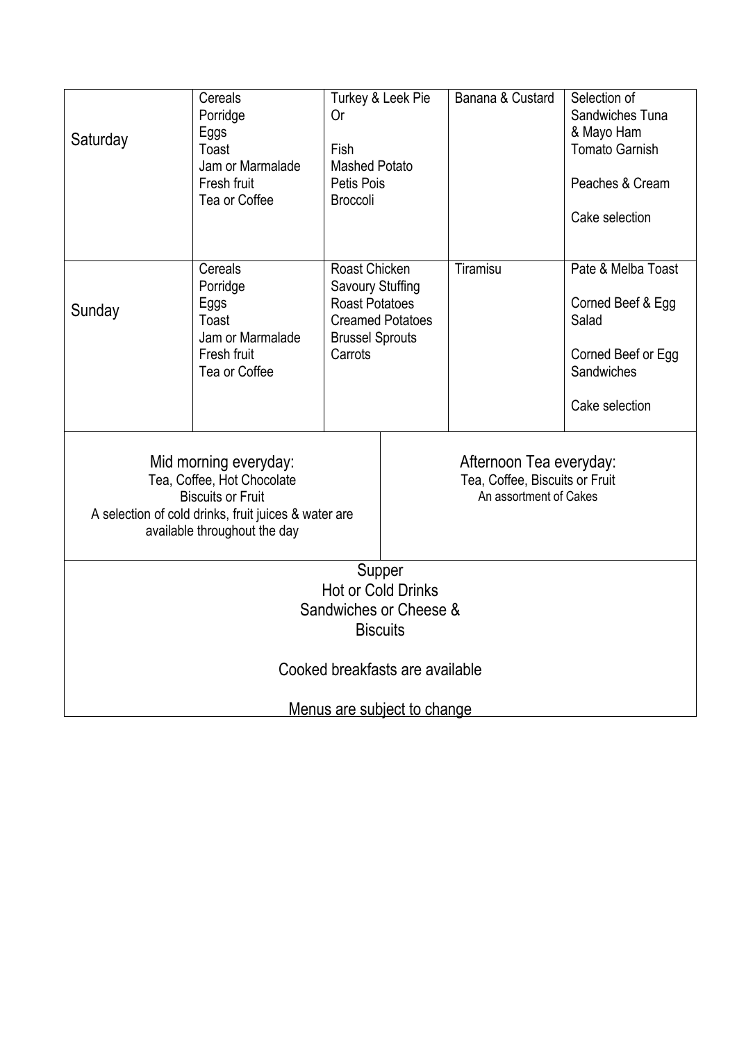| Saturday | Cereals<br>Porridge<br>Eggs<br>Toast<br>Jam or Marmalade<br>Fresh fruit<br>Tea or Coffee | Turkey & Leek Pie<br>Or<br><br>Fish<br>Mashed Potato<br>Petis Pois<br>Broccoli | Banana & Custard | Selection of Sandwiches Tuna & Mayo Ham<br>Tomato Garnish<br><br>Peaches & Cream<br><br>Cake selection |
|---|---|---|---|---|
| Sunday | Cereals<br>Porridge<br>Eggs<br>Toast<br>Jam or Marmalade<br>Fresh fruit<br>Tea or Coffee | Roast Chicken<br>Savoury Stuffing<br>Roast Potatoes<br>Creamed Potatoes<br>Brussel Sprouts<br>Carrots | Tiramisu | Pate & Melba Toast<br><br>Corned Beef & Egg Salad<br><br>Corned Beef or Egg Sandwiches<br><br>Cake selection |

**Mid morning everyday:**
Tea, Coffee, Hot Chocolate
Biscuits or Fruit
A selection of cold drinks, fruit juices & water are available throughout the day

**Afternoon Tea everyday:**
Tea, Coffee, Biscuits or Fruit
An assortment of Cakes

**Supper**
Hot or Cold Drinks
Sandwiches or Cheese & Biscuits

Cooked breakfasts are available

Menus are subject to change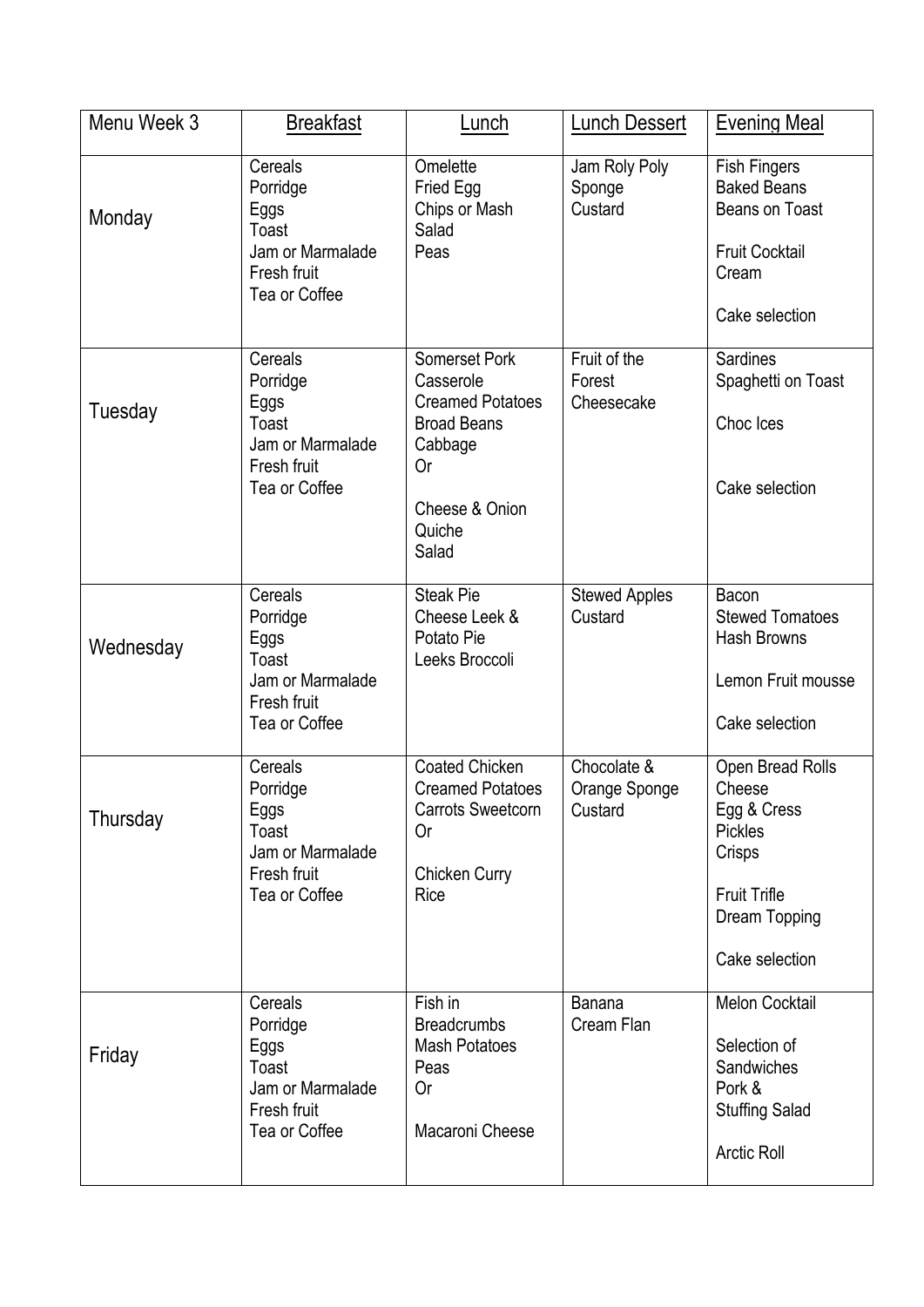| Menu Week 3 | Breakfast | Lunch | Lunch Dessert | Evening Meal |
|---|---|---|---|---|
| Monday | Cereals<br>Porridge<br>Eggs<br>Toast<br>Jam or Marmalade<br>Fresh fruit<br>Tea or Coffee | Omelette<br>Fried Egg<br>Chips or Mash<br>Salad<br>Peas | Jam Roly Poly<br>Sponge<br>Custard | Fish Fingers<br>Baked Beans<br>Beans on Toast<br><br>Fruit Cocktail<br>Cream<br><br>Cake selection |
| Tuesday | Cereals<br>Porridge<br>Eggs<br>Toast<br>Jam or Marmalade<br>Fresh fruit<br>Tea or Coffee | Somerset Pork Casserole<br>Creamed Potatoes<br>Broad Beans<br>Cabbage<br>Or<br><br>Cheese & Onion Quiche<br>Salad | Fruit of the Forest Cheesecake | Sardines<br>Spaghetti on Toast<br><br>Choc Ices<br><br>Cake selection |
| Wednesday | Cereals<br>Porridge<br>Eggs<br>Toast<br>Jam or Marmalade<br>Fresh fruit<br>Tea or Coffee | Steak Pie<br>Cheese Leek & Potato Pie<br>Leeks Broccoli | Stewed Apples<br>Custard | Bacon<br>Stewed Tomatoes<br>Hash Browns<br><br>Lemon Fruit mousse<br><br>Cake selection |
| Thursday | Cereals<br>Porridge<br>Eggs<br>Toast<br>Jam or Marmalade<br>Fresh fruit<br>Tea or Coffee | Coated Chicken<br>Creamed Potatoes<br>Carrots Sweetcorn<br>Or<br><br>Chicken Curry<br>Rice | Chocolate & Orange Sponge<br>Custard | Open Bread Rolls<br>Cheese<br>Egg & Cress<br>Pickles<br>Crisps<br><br>Fruit Trifle<br>Dream Topping<br><br>Cake selection |
| Friday | Cereals<br>Porridge<br>Eggs<br>Toast<br>Jam or Marmalade<br>Fresh fruit<br>Tea or Coffee | Fish in Breadcrumbs<br>Mash Potatoes<br>Peas<br>Or<br><br>Macaroni Cheese | Banana<br>Cream Flan | Melon Cocktail<br><br>Selection of Sandwiches<br>Pork & Stuffing Salad<br><br>Arctic Roll |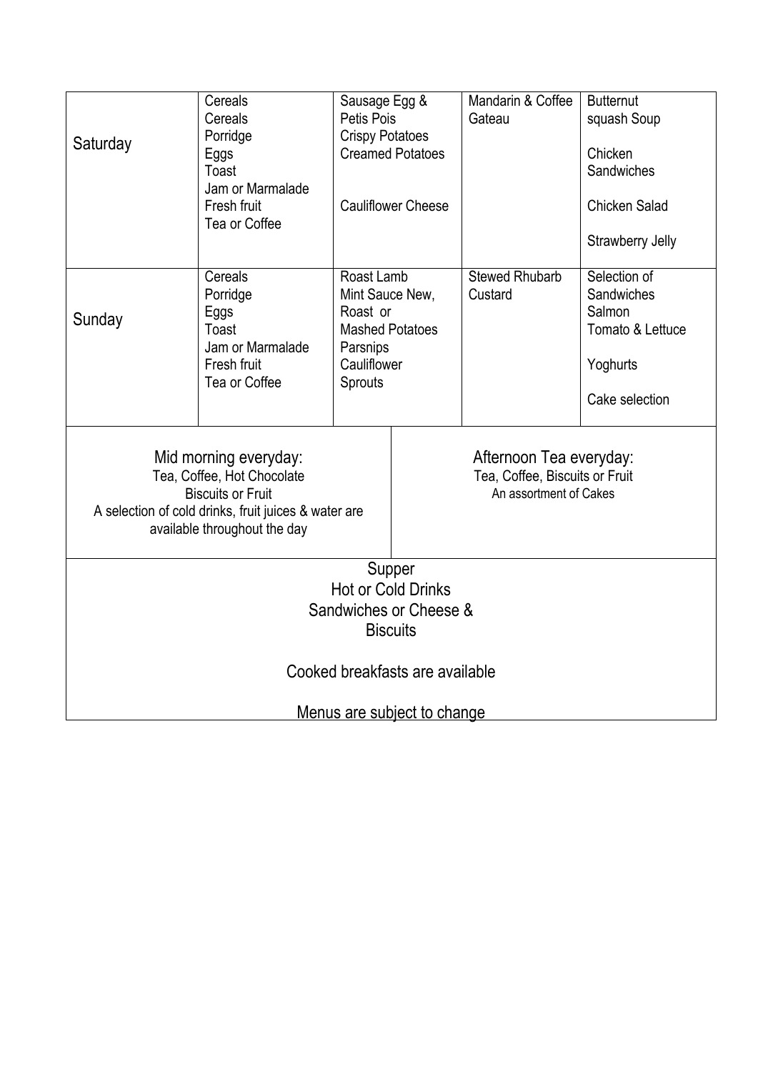| | | | | |
|---|---|---|---|---|
| Saturday | Cereals<br>Cereals<br>Porridge<br>Eggs<br>Toast<br>Jam or Marmalade<br>Fresh fruit<br>Tea or Coffee | Sausage Egg &<br>Petis Pois<br>Crispy Potatoes<br>Creamed Potatoes<br><br>Cauliflower Cheese | Mandarin & Coffee Gateau | Butternut squash Soup<br><br>Chicken Sandwiches<br><br>Chicken Salad<br><br>Strawberry Jelly |
| Sunday | Cereals<br>Porridge<br>Eggs<br>Toast<br>Jam or Marmalade<br>Fresh fruit<br>Tea or Coffee | Roast Lamb<br>Mint Sauce New,<br>Roast or<br>Mashed Potatoes<br>Parsnips<br>Cauliflower<br>Sprouts | Stewed Rhubarb<br>Custard | Selection of Sandwiches<br>Salmon<br>Tomato & Lettuce<br><br>Yoghurts<br><br>Cake selection |

Mid morning everyday:
Tea, Coffee, Hot Chocolate
Biscuits or Fruit
A selection of cold drinks, fruit juices & water are available throughout the day

Afternoon Tea everyday:
Tea, Coffee, Biscuits or Fruit
An assortment of Cakes

Supper
Hot or Cold Drinks
Sandwiches or Cheese & Biscuits

Cooked breakfasts are available

Menus are subject to change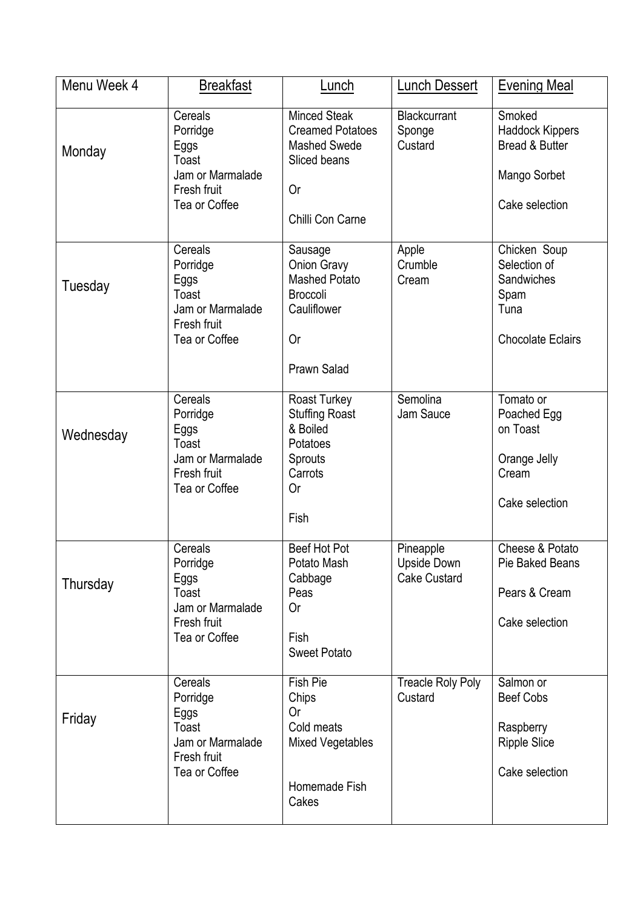| Menu Week 4 | Breakfast | Lunch | Lunch Dessert | Evening Meal |
|---|---|---|---|---|
| Monday | Cereals<br>Porridge<br>Eggs<br>Toast<br>Jam or Marmalade<br>Fresh fruit<br>Tea or Coffee | Minced Steak<br>Creamed Potatoes<br>Mashed Swede<br>Sliced beans<br><br>Or<br><br>Chilli Con Carne | Blackcurrant<br>Sponge<br>Custard | Smoked<br>Haddock Kippers<br>Bread & Butter<br><br>Mango Sorbet<br><br>Cake selection |
| Tuesday | Cereals<br>Porridge<br>Eggs<br>Toast<br>Jam or Marmalade<br>Fresh fruit<br>Tea or Coffee | Sausage<br>Onion Gravy<br>Mashed Potato<br>Broccoli<br>Cauliflower<br><br>Or<br><br>Prawn Salad | Apple<br>Crumble<br>Cream | Chicken Soup<br>Selection of<br>Sandwiches<br>Spam<br>Tuna<br><br>Chocolate Eclairs |
| Wednesday | Cereals<br>Porridge<br>Eggs<br>Toast<br>Jam or Marmalade<br>Fresh fruit<br>Tea or Coffee | Roast Turkey<br>Stuffing Roast<br>& Boiled<br>Potatoes<br>Sprouts<br>Carrots<br>Or<br><br>Fish | Semolina<br>Jam Sauce | Tomato or<br>Poached Egg<br>on Toast<br><br>Orange Jelly<br>Cream<br><br>Cake selection |
| Thursday | Cereals<br>Porridge<br>Eggs<br>Toast<br>Jam or Marmalade<br>Fresh fruit<br>Tea or Coffee | Beef Hot Pot<br>Potato Mash<br>Cabbage<br>Peas<br>Or<br><br>Fish<br>Sweet Potato | Pineapple<br>Upside Down<br>Cake Custard | Cheese & Potato<br>Pie Baked Beans<br><br>Pears & Cream<br><br>Cake selection |
| Friday | Cereals<br>Porridge<br>Eggs<br>Toast<br>Jam or Marmalade<br>Fresh fruit<br>Tea or Coffee | Fish Pie<br>Chips<br>Or<br>Cold meats<br>Mixed Vegetables<br><br><br>Homemade Fish<br>Cakes | Treacle Roly Poly<br>Custard | Salmon or<br>Beef Cobs<br><br>Raspberry<br>Ripple Slice<br><br>Cake selection |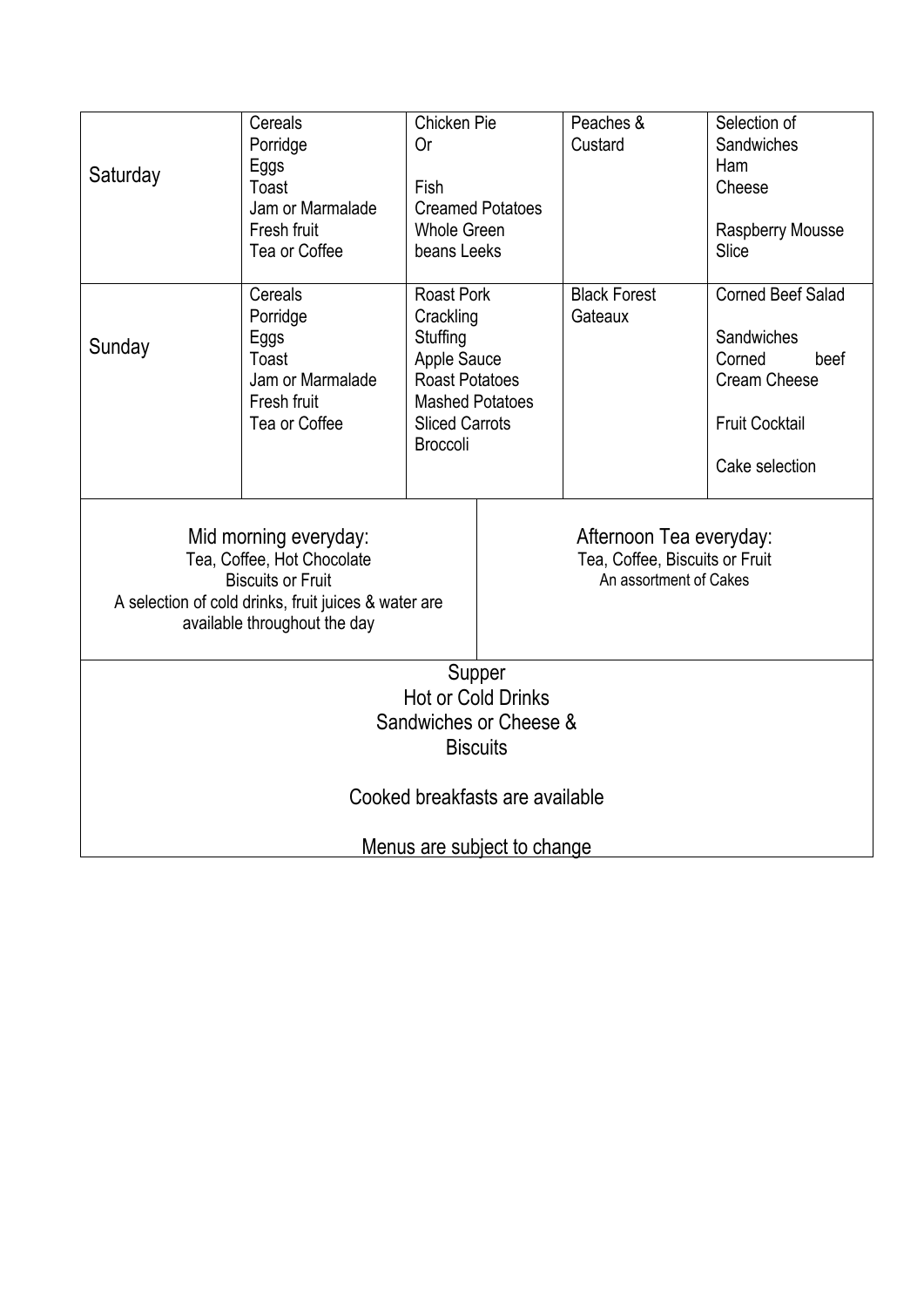| | | | | |
|---|---|---|---|---|
| Saturday | Cereals<br>Porridge<br>Eggs<br>Toast<br>Jam or Marmalade<br>Fresh fruit<br>Tea or Coffee | Chicken Pie<br>Or<br><br>Fish<br>Creamed Potatoes<br>Whole Green beans Leeks | Peaches & Custard | Selection of Sandwiches<br>Ham<br>Cheese<br><br>Raspberry Mousse Slice |
| Sunday | Cereals<br>Porridge<br>Eggs<br>Toast<br>Jam or Marmalade<br>Fresh fruit<br>Tea or Coffee | Roast Pork<br>Crackling<br>Stuffing<br>Apple Sauce<br>Roast Potatoes<br>Mashed Potatoes<br>Sliced Carrots<br>Broccoli | Black Forest Gateaux | Corned Beef Salad<br><br>Sandwiches<br>Corned beef<br>Cream Cheese<br><br>Fruit Cocktail<br><br>Cake selection |

| | |
|---|---|
| Mid morning everyday:<br>Tea, Coffee, Hot Chocolate<br>Biscuits or Fruit<br>A selection of cold drinks, fruit juices & water are available throughout the day | Afternoon Tea everyday:<br>Tea, Coffee, Biscuits or Fruit<br>An assortment of Cakes |

Supper
Hot or Cold Drinks
Sandwiches or Cheese & Biscuits

Cooked breakfasts are available

Menus are subject to change